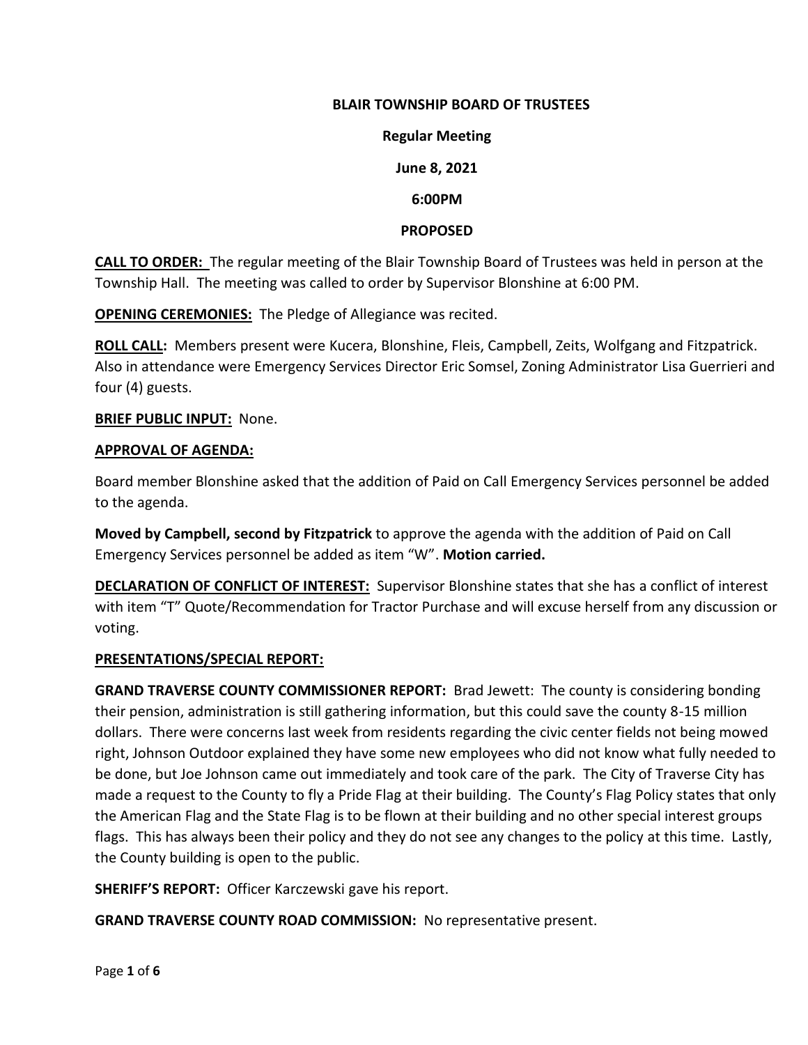**BLAIR TOWNSHIP BOARD OF TRUSTEES**

**Regular Meeting**

**June 8, 2021**

**6:00PM**

**PROPOSED**

**CALL TO ORDER:** The regular meeting of the Blair Township Board of Trustees was held in person at the Township Hall. The meeting was called to order by Supervisor Blonshine at 6:00 PM.

**OPENING CEREMONIES:** The Pledge of Allegiance was recited.

**ROLL CALL:** Members present were Kucera, Blonshine, Fleis, Campbell, Zeits, Wolfgang and Fitzpatrick. Also in attendance were Emergency Services Director Eric Somsel, Zoning Administrator Lisa Guerrieri and four (4) guests.

**BRIEF PUBLIC INPUT:** None.

**APPROVAL OF AGENDA:**

Board member Blonshine asked that the addition of Paid on Call Emergency Services personnel be added to the agenda.

**Moved by Campbell, second by Fitzpatrick** to approve the agenda with the addition of Paid on Call Emergency Services personnel be added as item "W". **Motion carried.**

**DECLARATION OF CONFLICT OF INTEREST:** Supervisor Blonshine states that she has a conflict of interest with item "T" Quote/Recommendation for Tractor Purchase and will excuse herself from any discussion or voting.

**PRESENTATIONS/SPECIAL REPORT:**

**GRAND TRAVERSE COUNTY COMMISSIONER REPORT:** Brad Jewett: The county is considering bonding their pension, administration is still gathering information, but this could save the county 8-15 million dollars. There were concerns last week from residents regarding the civic center fields not being mowed right, Johnson Outdoor explained they have some new employees who did not know what fully needed to be done, but Joe Johnson came out immediately and took care of the park. The City of Traverse City has made a request to the County to fly a Pride Flag at their building. The County's Flag Policy states that only the American Flag and the State Flag is to be flown at their building and no other special interest groups flags. This has always been their policy and they do not see any changes to the policy at this time. Lastly, the County building is open to the public.

**SHERIFF'S REPORT:** Officer Karczewski gave his report.

**GRAND TRAVERSE COUNTY ROAD COMMISSION:** No representative present.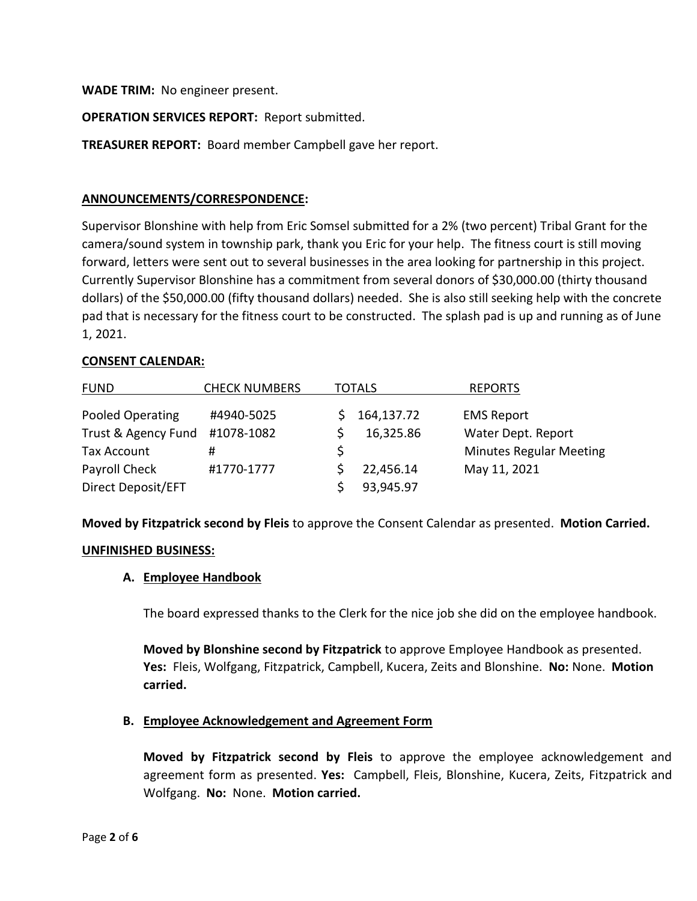**WADE TRIM:** No engineer present.

**OPERATION SERVICES REPORT:** Report submitted.

**TREASURER REPORT:** Board member Campbell gave her report.

**ANNOUNCEMENTS/CORRESPONDENCE:**

Supervisor Blonshine with help from Eric Somsel submitted for a 2% (two percent) Tribal Grant for the camera/sound system in township park, thank you Eric for your help. The fitness court is still moving forward, letters were sent out to several businesses in the area looking for partnership in this project. Currently Supervisor Blonshine has a commitment from several donors of $30,000.00 (thirty thousand dollars) of the $50,000.00 (fifty thousand dollars) needed. She is also still seeking help with the concrete pad that is necessary for the fitness court to be constructed. The splash pad is up and running as of June 1, 2021.

**CONSENT CALENDAR:**

| FUND | CHECK NUMBERS | TOTALS | REPORTS |
|---|---|---|---|
| Pooled Operating | #4940-5025 | $ 164,137.72 | EMS Report |
| Trust & Agency Fund | #1078-1082 | $ 16,325.86 | Water Dept. Report |
| Tax Account | # | $ | Minutes Regular Meeting |
| Payroll Check | #1770-1777 | $ 22,456.14 | May 11, 2021 |
| Direct Deposit/EFT | | $ 93,945.97 | |

**Moved by Fitzpatrick second by Fleis** to approve the Consent Calendar as presented. **Motion Carried.**

**UNFINISHED BUSINESS:**

**A. Employee Handbook**

The board expressed thanks to the Clerk for the nice job she did on the employee handbook.

**Moved by Blonshine second by Fitzpatrick** to approve Employee Handbook as presented. **Yes:** Fleis, Wolfgang, Fitzpatrick, Campbell, Kucera, Zeits and Blonshine. **No:** None. **Motion carried.**

**B. Employee Acknowledgement and Agreement Form**

**Moved by Fitzpatrick second by Fleis** to approve the employee acknowledgement and agreement form as presented. **Yes:** Campbell, Fleis, Blonshine, Kucera, Zeits, Fitzpatrick and Wolfgang. **No:** None. **Motion carried.**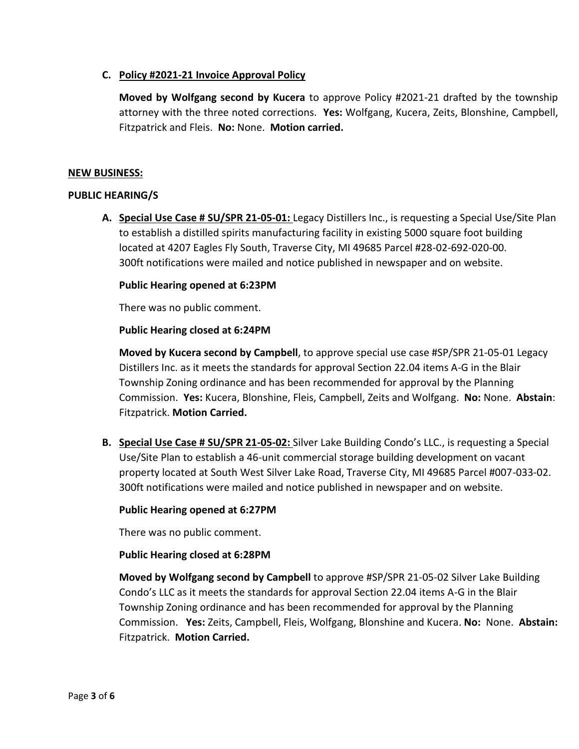**C. Policy #2021-21 Invoice Approval Policy**

**Moved by Wolfgang second by Kucera** to approve Policy #2021-21 drafted by the township attorney with the three noted corrections. **Yes:** Wolfgang, Kucera, Zeits, Blonshine, Campbell, Fitzpatrick and Fleis. **No:** None. **Motion carried.**

**NEW BUSINESS:**

**PUBLIC HEARING/S**

**A. Special Use Case # SU/SPR 21-05-01:** Legacy Distillers Inc., is requesting a Special Use/Site Plan to establish a distilled spirits manufacturing facility in existing 5000 square foot building located at 4207 Eagles Fly South, Traverse City, MI 49685 Parcel #28-02-692-020-00. 300ft notifications were mailed and notice published in newspaper and on website.

**Public Hearing opened at 6:23PM**

There was no public comment.

**Public Hearing closed at 6:24PM**

**Moved by Kucera second by Campbell**, to approve special use case #SP/SPR 21-05-01 Legacy Distillers Inc. as it meets the standards for approval Section 22.04 items A-G in the Blair Township Zoning ordinance and has been recommended for approval by the Planning Commission. **Yes:** Kucera, Blonshine, Fleis, Campbell, Zeits and Wolfgang. **No:** None. **Abstain**: Fitzpatrick. **Motion Carried.**

**B. Special Use Case # SU/SPR 21-05-02:** Silver Lake Building Condo's LLC., is requesting a Special Use/Site Plan to establish a 46-unit commercial storage building development on vacant property located at South West Silver Lake Road, Traverse City, MI 49685 Parcel #007-033-02. 300ft notifications were mailed and notice published in newspaper and on website.

**Public Hearing opened at 6:27PM**

There was no public comment.

**Public Hearing closed at 6:28PM**

**Moved by Wolfgang second by Campbell** to approve #SP/SPR 21-05-02 Silver Lake Building Condo's LLC as it meets the standards for approval Section 22.04 items A-G in the Blair Township Zoning ordinance and has been recommended for approval by the Planning Commission. **Yes:** Zeits, Campbell, Fleis, Wolfgang, Blonshine and Kucera. **No:** None. **Abstain:** Fitzpatrick. **Motion Carried.**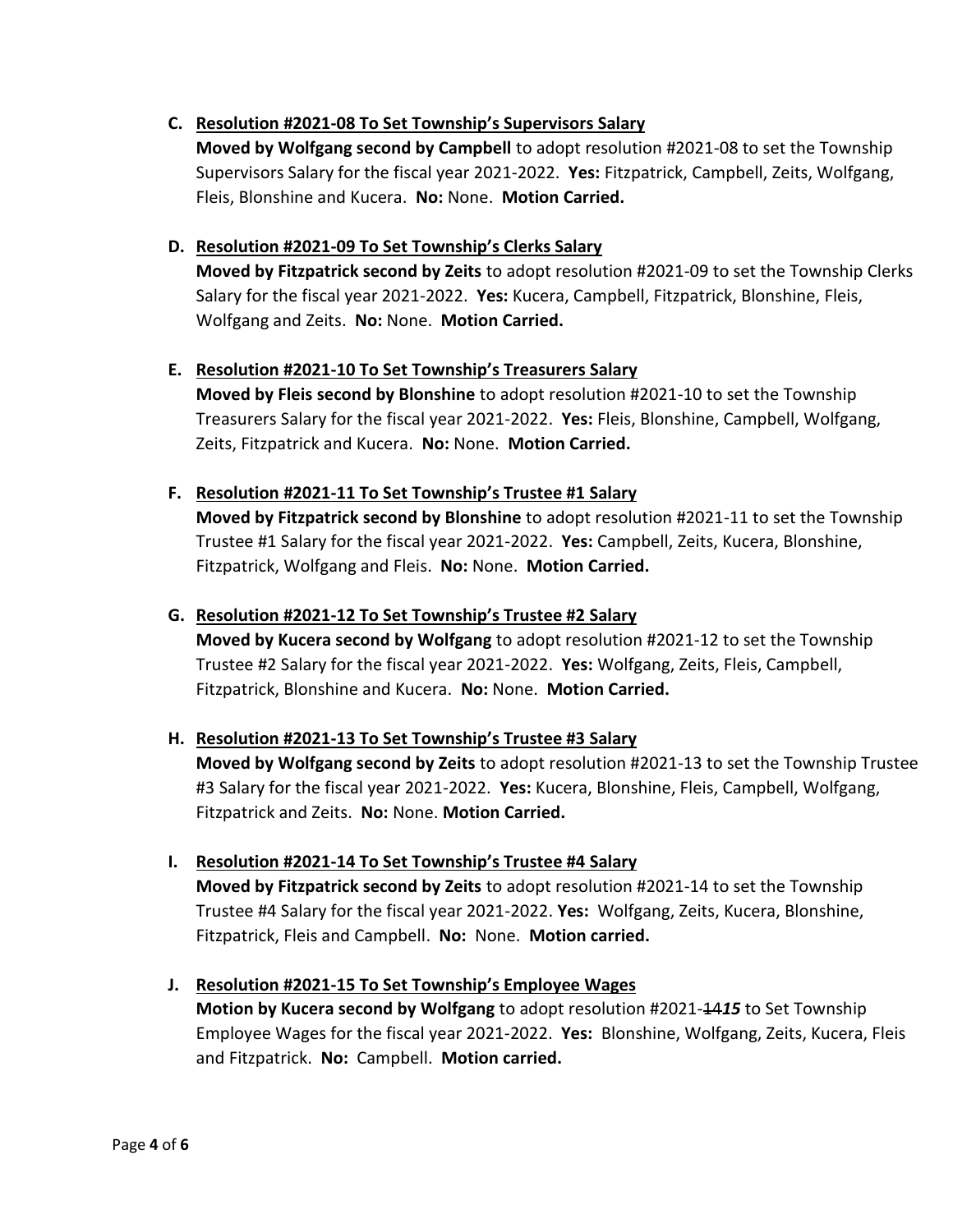C. **<u>Resolution #2021-08 To Set Township's Supervisors Salary</u>**
**Moved by Wolfgang second by Campbell** to adopt resolution #2021-08 to set the Township Supervisors Salary for the fiscal year 2021-2022. **Yes:** Fitzpatrick, Campbell, Zeits, Wolfgang, Fleis, Blonshine and Kucera. **No:** None. **Motion Carried.**

D. **<u>Resolution #2021-09 To Set Township's Clerks Salary</u>**
**Moved by Fitzpatrick second by Zeits** to adopt resolution #2021-09 to set the Township Clerks Salary for the fiscal year 2021-2022. **Yes:** Kucera, Campbell, Fitzpatrick, Blonshine, Fleis, Wolfgang and Zeits. **No:** None. **Motion Carried.**

E. **<u>Resolution #2021-10 To Set Township's Treasurers Salary</u>**
**Moved by Fleis second by Blonshine** to adopt resolution #2021-10 to set the Township Treasurers Salary for the fiscal year 2021-2022. **Yes:** Fleis, Blonshine, Campbell, Wolfgang, Zeits, Fitzpatrick and Kucera. **No:** None. **Motion Carried.**

F. **<u>Resolution #2021-11 To Set Township's Trustee #1 Salary</u>**
**Moved by Fitzpatrick second by Blonshine** to adopt resolution #2021-11 to set the Township Trustee #1 Salary for the fiscal year 2021-2022. **Yes:** Campbell, Zeits, Kucera, Blonshine, Fitzpatrick, Wolfgang and Fleis. **No:** None. **Motion Carried.**

G. **<u>Resolution #2021-12 To Set Township's Trustee #2 Salary</u>**
**Moved by Kucera second by Wolfgang** to adopt resolution #2021-12 to set the Township Trustee #2 Salary for the fiscal year 2021-2022. **Yes:** Wolfgang, Zeits, Fleis, Campbell, Fitzpatrick, Blonshine and Kucera. **No:** None. **Motion Carried.**

H. **<u>Resolution #2021-13 To Set Township's Trustee #3 Salary</u>**
**Moved by Wolfgang second by Zeits** to adopt resolution #2021-13 to set the Township Trustee #3 Salary for the fiscal year 2021-2022. **Yes:** Kucera, Blonshine, Fleis, Campbell, Wolfgang, Fitzpatrick and Zeits. **No:** None. **Motion Carried.**

I. **<u>Resolution #2021-14 To Set Township's Trustee #4 Salary</u>**
**Moved by Fitzpatrick second by Zeits** to adopt resolution #2021-14 to set the Township Trustee #4 Salary for the fiscal year 2021-2022. **Yes:** Wolfgang, Zeits, Kucera, Blonshine, Fitzpatrick, Fleis and Campbell. **No:** None. **Motion carried.**

J. **<u>Resolution #2021-15 To Set Township's Employee Wages</u>**
**Motion by Kucera second by Wolfgang** to adopt resolution #2021-~~14~~***15*** to Set Township Employee Wages for the fiscal year 2021-2022. **Yes:** Blonshine, Wolfgang, Zeits, Kucera, Fleis and Fitzpatrick. **No:** Campbell. **Motion carried.**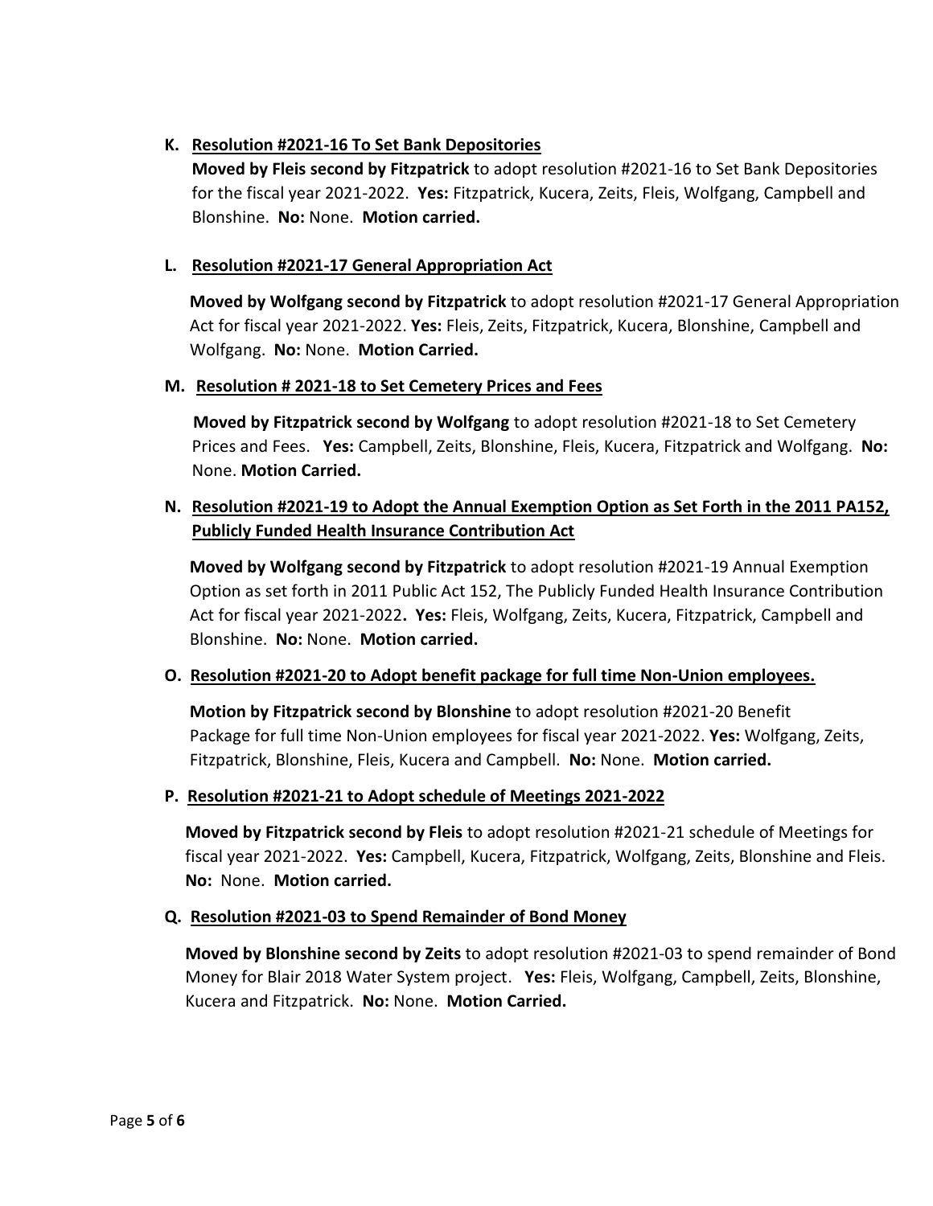**K. Resolution #2021-16 To Set Bank Depositories**

**Moved by Fleis second by Fitzpatrick** to adopt resolution #2021-16 to Set Bank Depositories for the fiscal year 2021-2022. **Yes:** Fitzpatrick, Kucera, Zeits, Fleis, Wolfgang, Campbell and Blonshine. **No:** None. **Motion carried.**

**L. Resolution #2021-17 General Appropriation Act**

**Moved by Wolfgang second by Fitzpatrick** to adopt resolution #2021-17 General Appropriation Act for fiscal year 2021-2022. **Yes:** Fleis, Zeits, Fitzpatrick, Kucera, Blonshine, Campbell and Wolfgang. **No:** None. **Motion Carried.**

**M. Resolution # 2021-18 to Set Cemetery Prices and Fees**

**Moved by Fitzpatrick second by Wolfgang** to adopt resolution #2021-18 to Set Cemetery Prices and Fees. **Yes:** Campbell, Zeits, Blonshine, Fleis, Kucera, Fitzpatrick and Wolfgang. **No:** None. **Motion Carried.**

**N. Resolution #2021-19 to Adopt the Annual Exemption Option as Set Forth in the 2011 PA152, Publicly Funded Health Insurance Contribution Act**

**Moved by Wolfgang second by Fitzpatrick** to adopt resolution #2021-19 Annual Exemption Option as set forth in 2011 Public Act 152, The Publicly Funded Health Insurance Contribution Act for fiscal year 2021-2022**. Yes:** Fleis, Wolfgang, Zeits, Kucera, Fitzpatrick, Campbell and Blonshine. **No:** None. **Motion carried.**

**O. Resolution #2021-20 to Adopt benefit package for full time Non-Union employees.**

**Motion by Fitzpatrick second by Blonshine** to adopt resolution #2021-20 Benefit Package for full time Non-Union employees for fiscal year 2021-2022. **Yes:** Wolfgang, Zeits, Fitzpatrick, Blonshine, Fleis, Kucera and Campbell. **No:** None. **Motion carried.**

**P. Resolution #2021-21 to Adopt schedule of Meetings 2021-2022**

**Moved by Fitzpatrick second by Fleis** to adopt resolution #2021-21 schedule of Meetings for fiscal year 2021-2022. **Yes:** Campbell, Kucera, Fitzpatrick, Wolfgang, Zeits, Blonshine and Fleis. **No:** None. **Motion carried.**

**Q. Resolution #2021-03 to Spend Remainder of Bond Money**

**Moved by Blonshine second by Zeits** to adopt resolution #2021-03 to spend remainder of Bond Money for Blair 2018 Water System project. **Yes:** Fleis, Wolfgang, Campbell, Zeits, Blonshine, Kucera and Fitzpatrick. **No:** None. **Motion Carried.**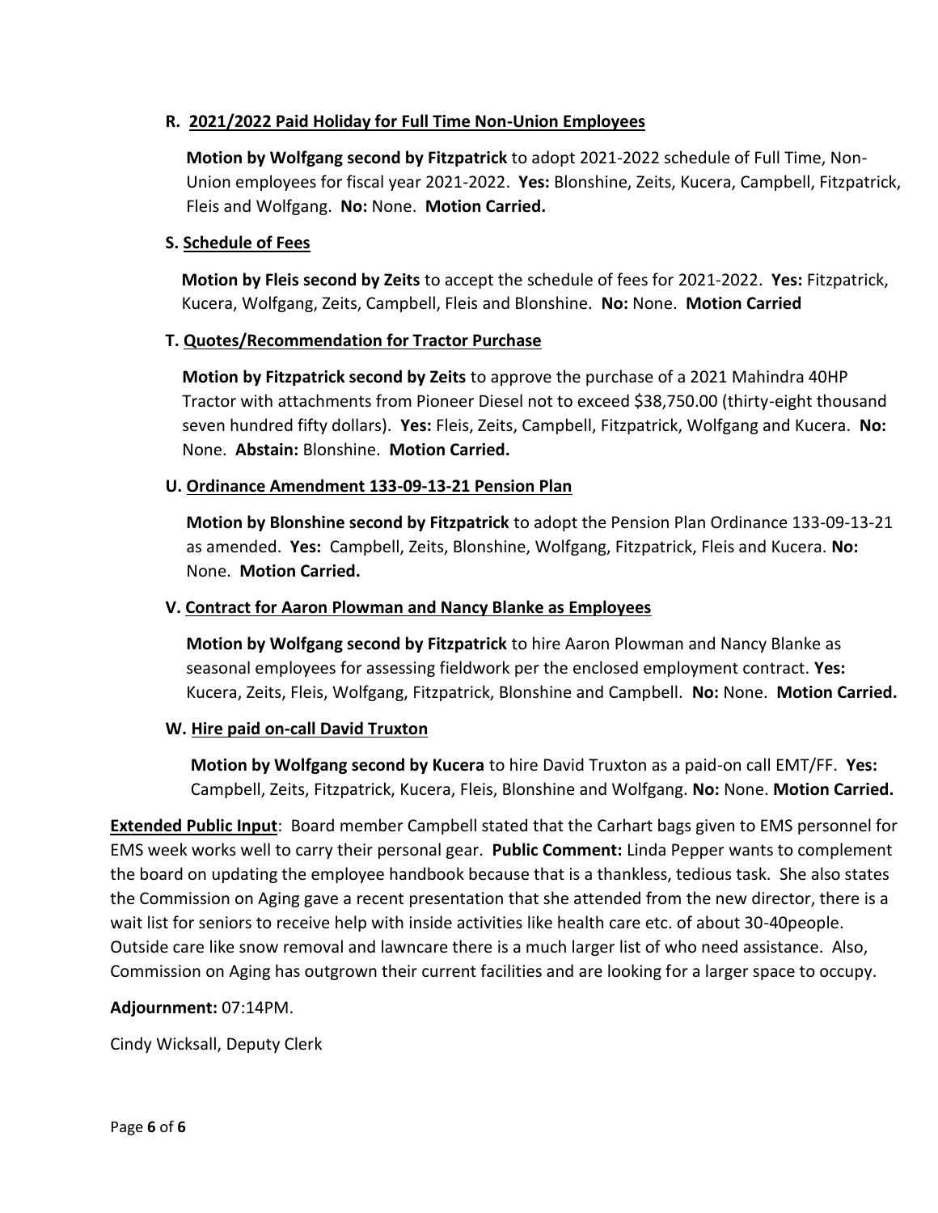**R. 2021/2022 Paid Holiday for Full Time Non-Union Employees**

**Motion by Wolfgang second by Fitzpatrick** to adopt 2021-2022 schedule of Full Time, Non-Union employees for fiscal year 2021-2022. **Yes:** Blonshine, Zeits, Kucera, Campbell, Fitzpatrick, Fleis and Wolfgang. **No:** None. **Motion Carried.**

**S. Schedule of Fees**

**Motion by Fleis second by Zeits** to accept the schedule of fees for 2021-2022. **Yes:** Fitzpatrick, Kucera, Wolfgang, Zeits, Campbell, Fleis and Blonshine. **No:** None. **Motion Carried**

**T. Quotes/Recommendation for Tractor Purchase**

**Motion by Fitzpatrick second by Zeits** to approve the purchase of a 2021 Mahindra 40HP Tractor with attachments from Pioneer Diesel not to exceed $38,750.00 (thirty-eight thousand seven hundred fifty dollars). **Yes:** Fleis, Zeits, Campbell, Fitzpatrick, Wolfgang and Kucera. **No:** None. **Abstain:** Blonshine. **Motion Carried.**

**U. Ordinance Amendment 133-09-13-21 Pension Plan**

**Motion by Blonshine second by Fitzpatrick** to adopt the Pension Plan Ordinance 133-09-13-21 as amended. **Yes:** Campbell, Zeits, Blonshine, Wolfgang, Fitzpatrick, Fleis and Kucera. **No:** None. **Motion Carried.**

**V. Contract for Aaron Plowman and Nancy Blanke as Employees**

**Motion by Wolfgang second by Fitzpatrick** to hire Aaron Plowman and Nancy Blanke as seasonal employees for assessing fieldwork per the enclosed employment contract. **Yes:** Kucera, Zeits, Fleis, Wolfgang, Fitzpatrick, Blonshine and Campbell. **No:** None. **Motion Carried.**

**W. Hire paid on-call David Truxton**

**Motion by Wolfgang second by Kucera** to hire David Truxton as a paid-on call EMT/FF. **Yes:** Campbell, Zeits, Fitzpatrick, Kucera, Fleis, Blonshine and Wolfgang. **No:** None. **Motion Carried.**

**Extended Public Input**: Board member Campbell stated that the Carhart bags given to EMS personnel for EMS week works well to carry their personal gear. **Public Comment:** Linda Pepper wants to complement the board on updating the employee handbook because that is a thankless, tedious task. She also states the Commission on Aging gave a recent presentation that she attended from the new director, there is a wait list for seniors to receive help with inside activities like health care etc. of about 30-40people. Outside care like snow removal and lawncare there is a much larger list of who need assistance. Also, Commission on Aging has outgrown their current facilities and are looking for a larger space to occupy.

**Adjournment:** 07:14PM.

Cindy Wicksall, Deputy Clerk